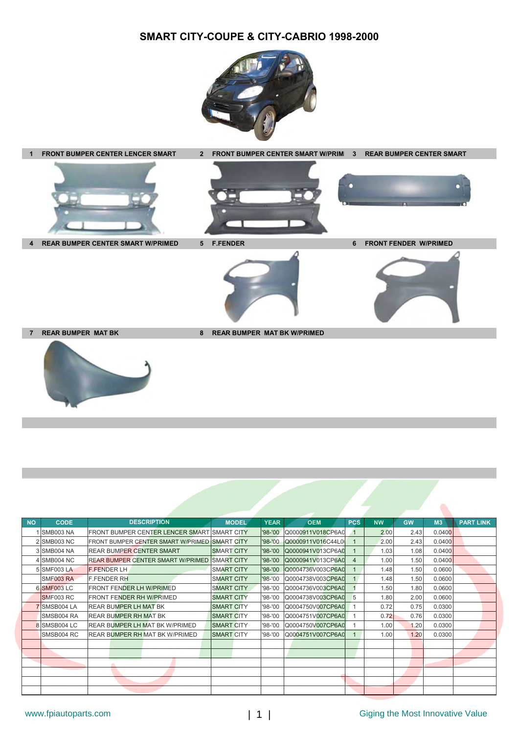# SMART CITY-COUPE & CITY-CABRIO 1998-2000

1 FRONT BUMPER CENTER LENCER SMART

2 FRONT BUMPER CENTER SMART W/PRIM

3 REAR BUMPER CENTER SMART

4 REAR BUMPER CENTER SMART W/PRIMED

5 F.FENDER

6 FRONT FENDER W/PRIMED

7 REAR BUMPER MAT BK

8 REAR BUMPER MAT BK W/PRIMED

| NO | CODE | DESCRIPTION | MODEL | YEAR | OEM | PCS | NW | GW | M3 | PART LINK |
|---|---|---|---|---|---|---|---|---|---|---|
| 1 | SMB003 NA | FRONT BUMPER CENTER LENCER SMART | SMART CITY | '98-'00 | Q0000911V018CP6A0 | 1 | 2.00 | 2.43 | 0.0400 | |
| 2 | SMB003 NC | FRONT BUMPER CENTER SMART W/PRIMED | SMART CITY | '98-'00 | Q0000911V016C44L0 | 1 | 2.00 | 2.43 | 0.0400 | |
| 3 | SMB004 NA | REAR BUMPER CENTER SMART | SMART CITY | '98-'00 | Q0000941V013CP6A0 | 1 | 1.03 | 1.08 | 0.0400 | |
| 4 | SMB004 NC | REAR BUMPER CENTER SMART W/PRIMED | SMART CITY | '98-'00 | Q0000941V013CP6A0 | 4 | 1.00 | 1.50 | 0.0400 | |
| 5 | SMF003 LA | F.FENDER LH | SMART CITY | '98-'00 | Q0004736V003CP6A0 | 1 | 1.48 | 1.50 | 0.0600 | |
| | SMF003 RA | F.FENDER RH | SMART CITY | '98-'00 | Q0004738V003CP6A0 | 1 | 1.48 | 1.50 | 0.0600 | |
| 6 | SMF003 LC | FRONT FENDER LH W/PRIMED | SMART CITY | '98-'00 | Q0004736V003CP6A0 | 1 | 1.50 | 1.80 | 0.0600 | |
| | SMF003 RC | FRONT FENDER RH W/PRIMED | SMART CITY | '98-'00 | Q0004738V003CP6A0 | 5 | 1.80 | 2.00 | 0.0600 | |
| 7 | SMSB004 LA | REAR BUMPER LH MAT BK | SMART CITY | '98-'00 | Q0004750V007CP6A0 | 1 | 0.72 | 0.75 | 0.0300 | |
| | SMSB004 RA | REAR BUMPER RH MAT BK | SMART CITY | '98-'00 | Q0004751V007CP6A0 | 1 | 0.72 | 0.76 | 0.0300 | |
| 8 | SMSB004 LC | REAR BUMPER LH MAT BK W/PRIMED | SMART CITY | '98-'00 | Q0004750V007CP6A0 | 1 | 1.00 | 1.20 | 0.0300 | |
| | SMSB004 RC | REAR BUMPER RH MAT BK W/PRIMED | SMART CITY | '98-'00 | Q0004751V007CP6A0 | 1 | 1.00 | 1.20 | 0.0300 | |

www.fpiautoparts.com

Giging the Most Innovative Value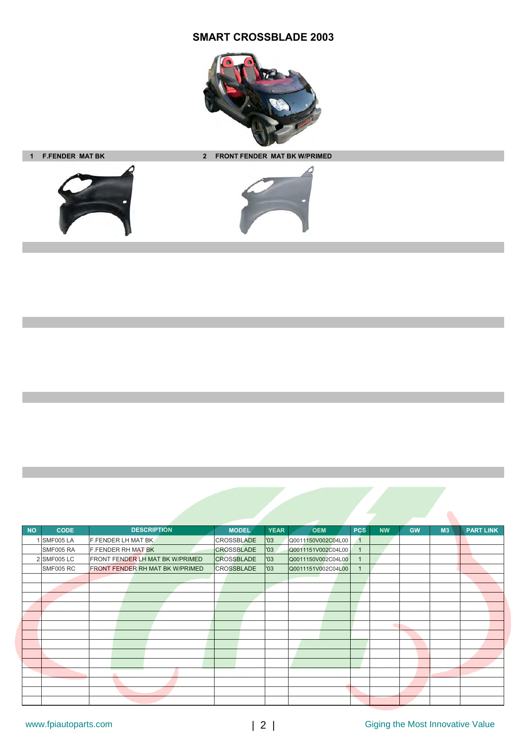# SMART CROSSBLADE 2003

1 **F.FENDER MAT BK**

2 **FRONT FENDER MAT BK W/PRIMED**

| NO | CODE | DESCRIPTION | MODEL | YEAR | OEM | PCS | NW | GW | M3 | PART LINK |
|---|---|---|---|---|---|---|---|---|---|---|
| 1 | SMF005 LA | F.FENDER LH MAT BK | CROSSBLADE | '03 | Q0011150V002C04L00 | 1 | | | | |
| | SMF005 RA | F.FENDER RH MAT BK | CROSSBLADE | '03 | Q0011151V002C04L00 | 1 | | | | |
| 2 | SMF005 LC | FRONT FENDER LH MAT BK W/PRIMED | CROSSBLADE | '03 | Q0011150V002C04L00 | 1 | | | | |
| | SMF005 RC | FRONT FENDER RH MAT BK W/PRIMED | CROSSBLADE | '03 | Q0011151V002C04L00 | 1 | | | | |

www.fpiautoparts.com

Giging the Most Innovative Value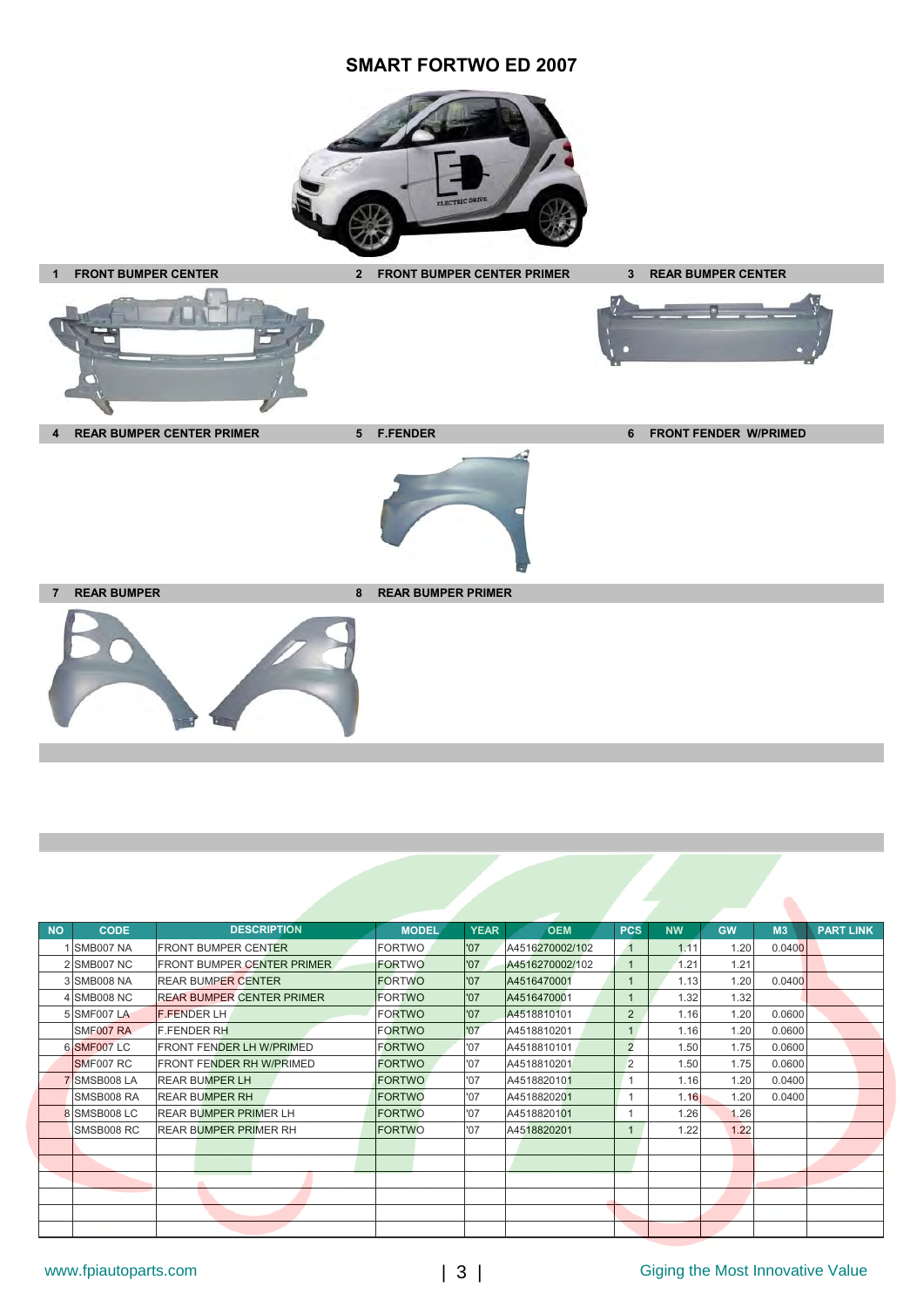# SMART FORTWO ED 2007

**1 FRONT BUMPER CENTER** | **2 FRONT BUMPER CENTER PRIMER** | **3 REAR BUMPER CENTER**

**4 REAR BUMPER CENTER PRIMER** | **5 F.FENDER** | **6 FRONT FENDER W/PRIMED**

**7 REAR BUMPER** | **8 REAR BUMPER PRIMER**

| NO | CODE | DESCRIPTION | MODEL | YEAR | OEM | PCS | NW | GW | M3 | PART LINK |
|---|---|---|---|---|---|---|---|---|---|---|
| 1 | SMB007 NA | FRONT BUMPER CENTER | FORTWO | '07 | A4516270002/102 | 1 | 1.11 | 1.20 | 0.0400 | |
| 2 | SMB007 NC | FRONT BUMPER CENTER PRIMER | FORTWO | '07 | A4516270002/102 | 1 | 1.21 | 1.21 | | |
| 3 | SMB008 NA | REAR BUMPER CENTER | FORTWO | '07 | A4516470001 | 1 | 1.13 | 1.20 | 0.0400 | |
| 4 | SMB008 NC | REAR BUMPER CENTER PRIMER | FORTWO | '07 | A4516470001 | 1 | 1.32 | 1.32 | | |
| 5 | SMF007 LA | F.FENDER LH | FORTWO | '07 | A4518810101 | 2 | 1.16 | 1.20 | 0.0600 | |
| | SMF007 RA | F.FENDER RH | FORTWO | '07 | A4518810201 | 1 | 1.16 | 1.20 | 0.0600 | |
| 6 | SMF007 LC | FRONT FENDER LH W/PRIMED | FORTWO | '07 | A4518810101 | 2 | 1.50 | 1.75 | 0.0600 | |
| | SMF007 RC | FRONT FENDER RH W/PRIMED | FORTWO | '07 | A4518810201 | 2 | 1.50 | 1.75 | 0.0600 | |
| 7 | SMSB008 LA | REAR BUMPER LH | FORTWO | '07 | A4518820101 | 1 | 1.16 | 1.20 | 0.0400 | |
| | SMSB008 RA | REAR BUMPER RH | FORTWO | '07 | A4518820201 | 1 | 1.16 | 1.20 | 0.0400 | |
| 8 | SMSB008 LC | REAR BUMPER PRIMER LH | FORTWO | '07 | A4518820101 | 1 | 1.26 | 1.26 | | |
| | SMSB008 RC | REAR BUMPER PRIMER RH | FORTWO | '07 | A4518820201 | 1 | 1.22 | 1.22 | | |

www.fpiautoparts.com

Giging the Most Innovative Value